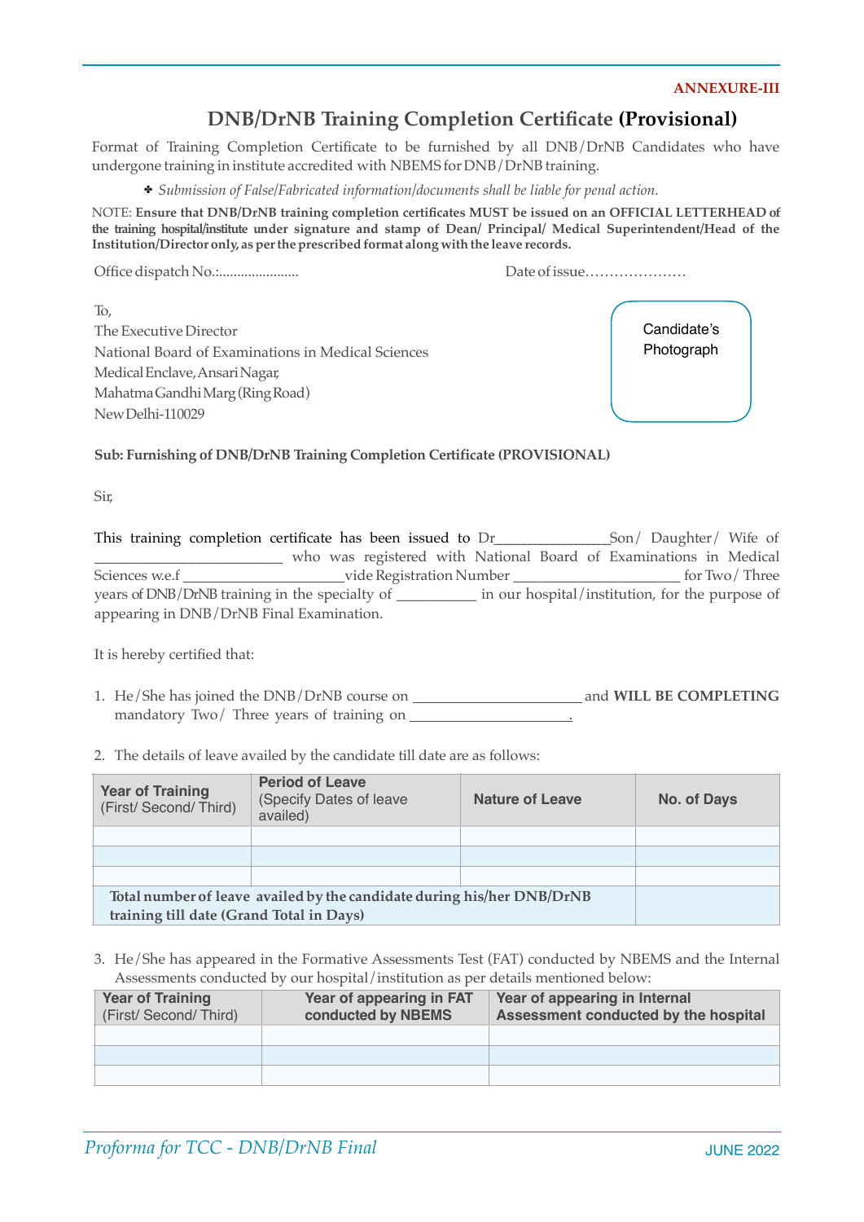**ANNEXURE-III**

# DNB/DrNB Training Completion Certificate (Provisional)

Format of Training Completion Certificate to be furnished by all DNB/DrNB Candidates who have undergone training in institute accredited with NBEMS for DNB/DrNB training.

- ✤ *Submission of False/Fabricated information/documents shall be liable for penal action.*

NOTE: **Ensure that DNB/DrNB training completion certificates MUST be issued on an OFFICIAL LETTERHEAD of the training hospital/institute under signature and stamp of Dean/ Principal/ Medical Superintendent/Head of the Institution/Director only, as per the prescribed format along with the leave records.**

Office dispatch No.:...................... Date of issue…………………

Candidate's Photograph

To,
The Executive Director
National Board of Examinations in Medical Sciences
Medical Enclave, Ansari Nagar,
Mahatma Gandhi Marg (Ring Road)
New Delhi-110029

**Sub: Furnishing of DNB/DrNB Training Completion Certificate (PROVISIONAL)**

Sir,

This training completion certificate has been issued to Dr______________Son/ Daughter/ Wife of ________________________ who was registered with National Board of Examinations in Medical Sciences w.e.f ____________________vide Registration Number ____________________ for Two/ Three years of DNB/DrNB training in the specialty of __________ in our hospital/institution, for the purpose of appearing in DNB/DrNB Final Examination.

It is hereby certified that:

1. He/She has joined the DNB/DrNB course on ____________________ and **WILL BE COMPLETING** mandatory Two/ Three years of training on ____________________.

2. The details of leave availed by the candidate till date are as follows:

| **Year of Training** (First/ Second/ Third) | **Period of Leave** (Specify Dates of leave availed) | **Nature of Leave** | **No. of Days** |
|---|---|---|---|
| | | | |
| | | | |
| | | | |
| **Total number of leave availed by the candidate during his/her DNB/DrNB training till date (Grand Total in Days)** | | | |

3. He/She has appeared in the Formative Assessments Test (FAT) conducted by NBEMS and the Internal Assessments conducted by our hospital/institution as per details mentioned below:

| **Year of Training** (First/ Second/ Third) | **Year of appearing in FAT conducted by NBEMS** | **Year of appearing in Internal Assessment conducted by the hospital** |
|---|---|---|
| | | |
| | | |
| | | |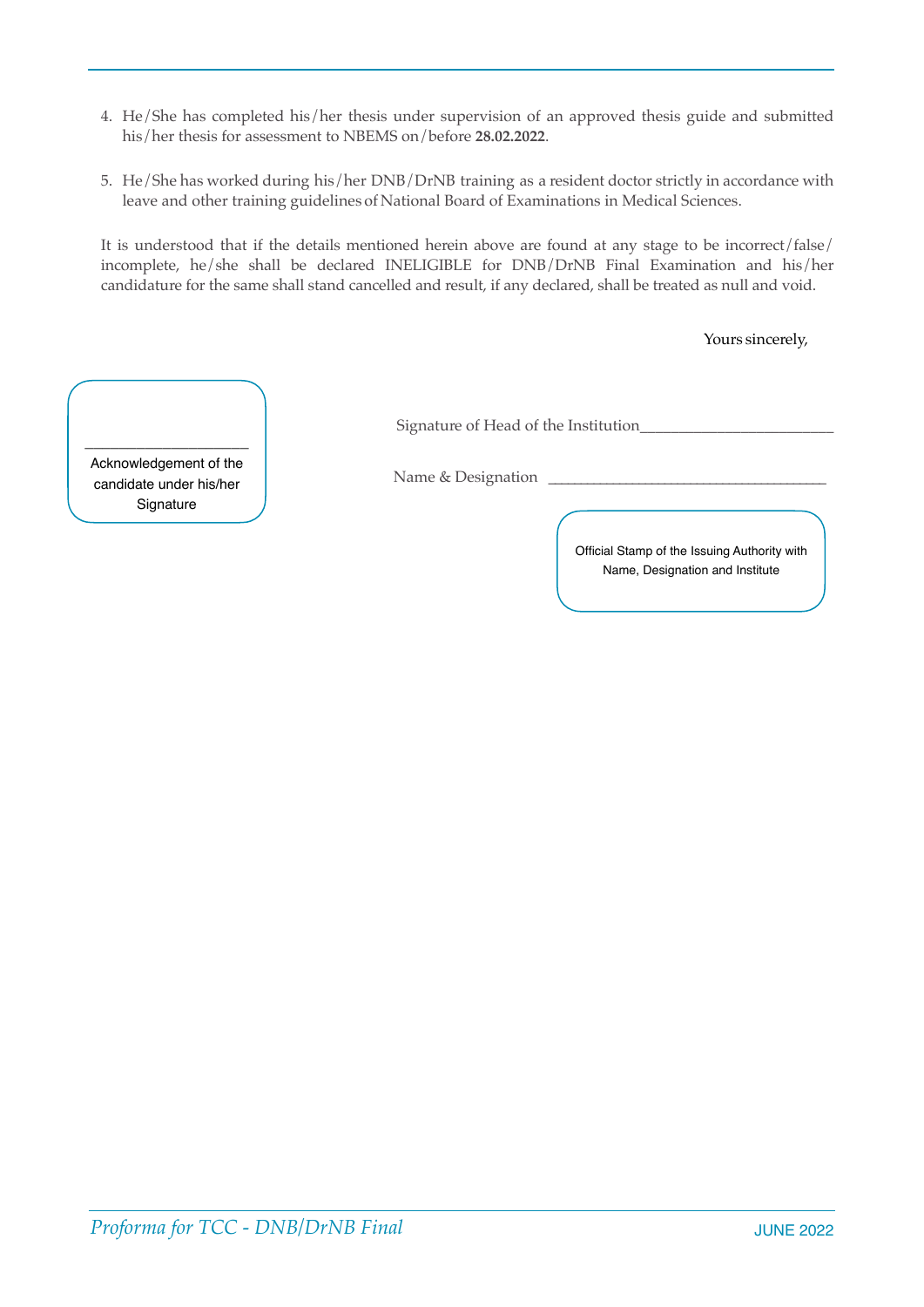4. He/She has completed his/her thesis under supervision of an approved thesis guide and submitted his/her thesis for assessment to NBEMS on/before **28.02.2022**.

5. He/She has worked during his/her DNB/DrNB training as a resident doctor strictly in accordance with leave and other training guidelines of National Board of Examinations in Medical Sciences.

It is understood that if the details mentioned herein above are found at any stage to be incorrect/false/ incomplete, he/she shall be declared INELIGIBLE for DNB/DrNB Final Examination and his/her candidature for the same shall stand cancelled and result, if any declared, shall be treated as null and void.

Yours sincerely,

_____________________
Acknowledgement of the candidate under his/her Signature

Signature of Head of the Institution________________________

Name & Designation ____________________________________

Official Stamp of the Issuing Authority with Name, Designation and Institute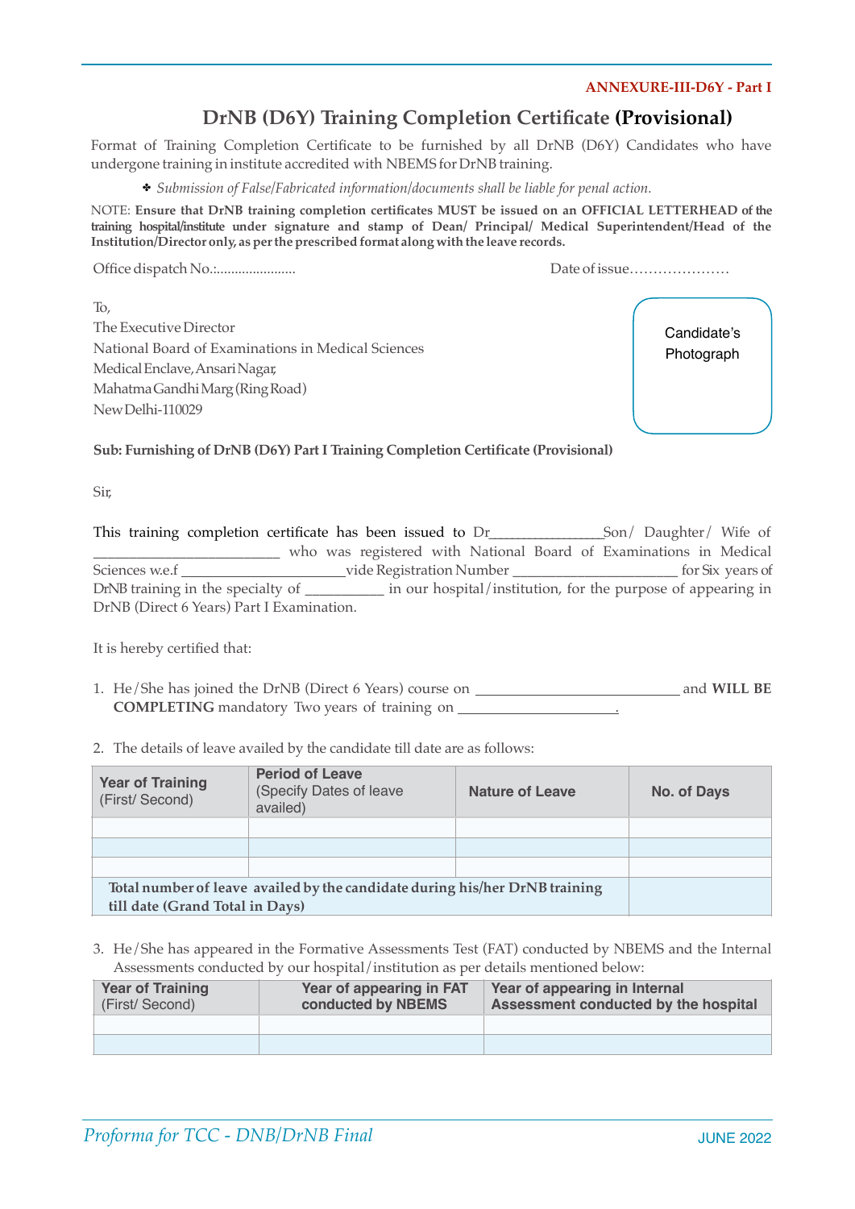**ANNEXURE-III-D6Y - Part I**

# DrNB (D6Y) Training Completion Certificate **(Provisional)**

Format of Training Completion Certificate to be furnished by all DrNB (D6Y) Candidates who have undergone training in institute accredited with NBEMS for DrNB training.

- *Submission of False/Fabricated information/documents shall be liable for penal action.*

NOTE: **Ensure that DrNB training completion certificates MUST be issued on an OFFICIAL LETTERHEAD of the training hospital/institute under signature and stamp of Dean/ Principal/ Medical Superintendent/Head of the Institution/Director only, as per the prescribed format along with the leave records.**

Office dispatch No.:......................                                                  Date of issue…………………

Candidate's Photograph

To,
The Executive Director
National Board of Examinations in Medical Sciences
Medical Enclave, Ansari Nagar,
Mahatma Gandhi Marg (Ring Road)
New Delhi-110029

**Sub: Furnishing of DrNB (D6Y) Part I Training Completion Certificate (Provisional)**

Sir,

This training completion certificate has been issued to Dr_______________Son/ Daughter/ Wife of _________________________ who was registered with National Board of Examinations in Medical Sciences w.e.f ______________________vide Registration Number ______________________ for Six years of DrNB training in the specialty of ___________ in our hospital/institution, for the purpose of appearing in DrNB (Direct 6 Years) Part I Examination.

It is hereby certified that:

1. He/She has joined the DrNB (Direct 6 Years) course on ___________________________ and **WILL BE COMPLETING** mandatory Two years of training on _____________________.

2. The details of leave availed by the candidate till date are as follows:

| **Year of Training** (First/ Second) | **Period of Leave** (Specify Dates of leave availed) | **Nature of Leave** | **No. of Days** |
|---|---|---|---|
| | | | |
| | | | |
| | | | |
| **Total number of leave availed by the candidate during his/her DrNB training till date (Grand Total in Days)** | | | |

3. He/She has appeared in the Formative Assessments Test (FAT) conducted by NBEMS and the Internal Assessments conducted by our hospital/institution as per details mentioned below:

| **Year of Training** (First/ Second) | **Year of appearing in FAT conducted by NBEMS** | **Year of appearing in Internal Assessment conducted by the hospital** |
|---|---|---|
| | | |
| | | |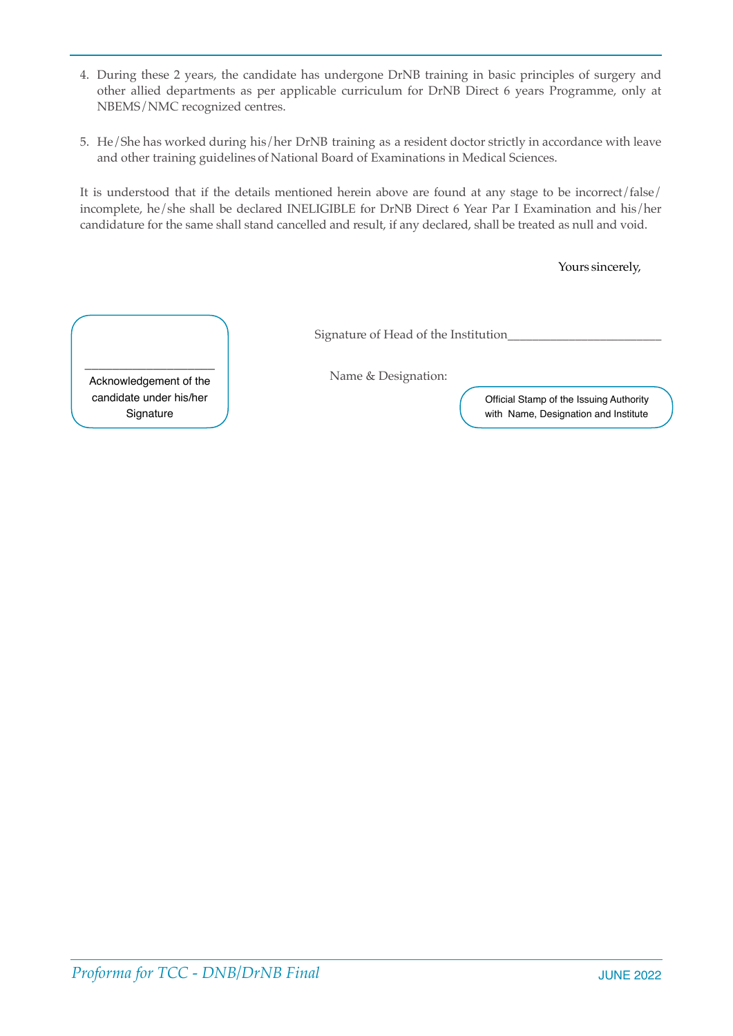4. During these 2 years, the candidate has undergone DrNB training in basic principles of surgery and other allied departments as per applicable curriculum for DrNB Direct 6 years Programme, only at NBEMS/NMC recognized centres.

5. He/She has worked during his/her DrNB training as a resident doctor strictly in accordance with leave and other training guidelines of National Board of Examinations in Medical Sciences.

It is understood that if the details mentioned herein above are found at any stage to be incorrect/false/ incomplete, he/she shall be declared INELIGIBLE for DrNB Direct 6 Year Par I Examination and his/her candidature for the same shall stand cancelled and result, if any declared, shall be treated as null and void.

Yours sincerely,

Signature of Head of the Institution________________________

Name & Designation:

Official Stamp of the Issuing Authority with Name, Designation and Institute

____________________

Acknowledgement of the candidate under his/her Signature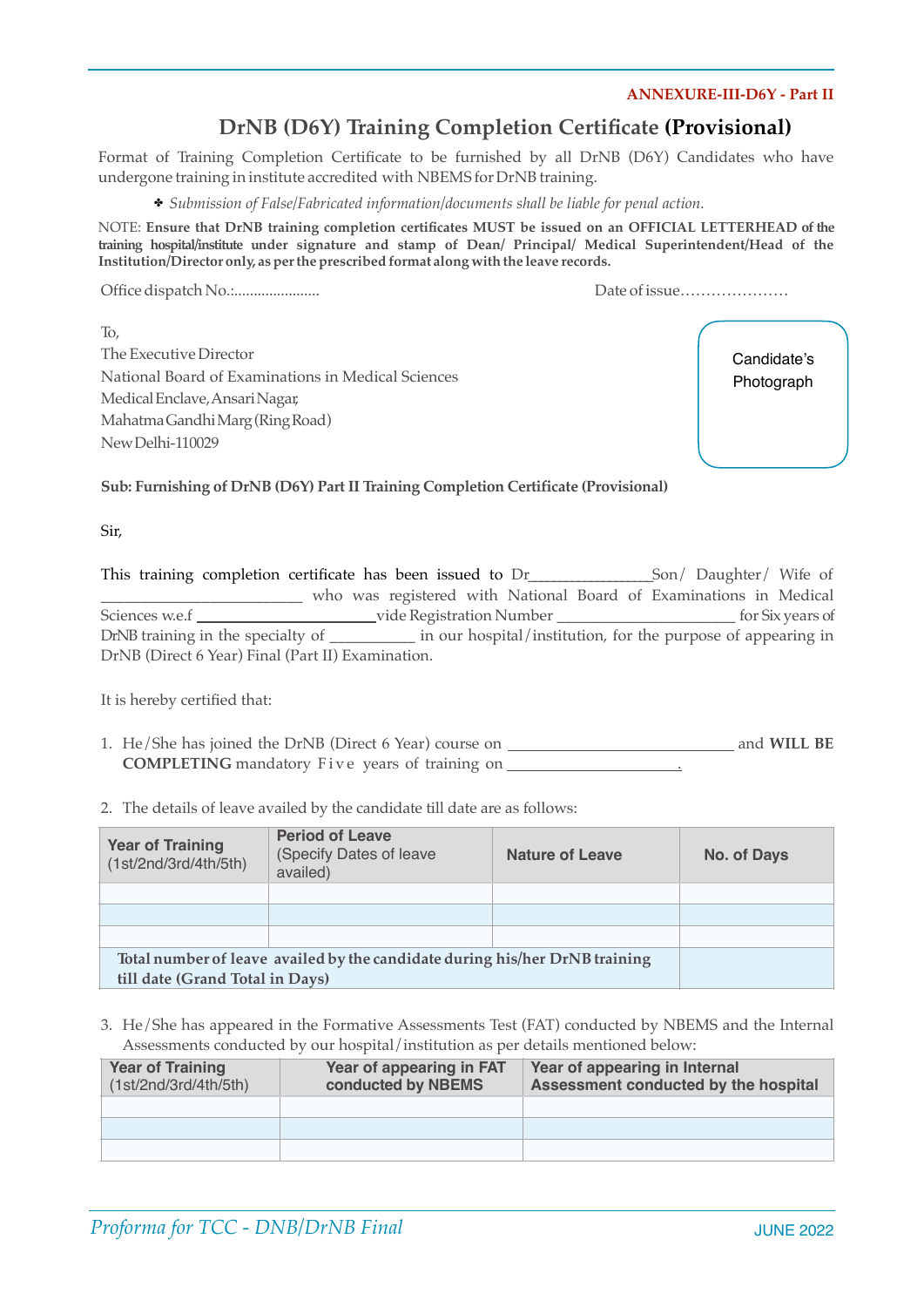**ANNEXURE-III-D6Y - Part II**

# DrNB (D6Y) Training Completion Certificate (Provisional)

Format of Training Completion Certificate to be furnished by all DrNB (D6Y) Candidates who have undergone training in institute accredited with NBEMS for DrNB training.

✤ *Submission of False/Fabricated information/documents shall be liable for penal action.*

NOTE: **Ensure that DrNB training completion certificates MUST be issued on an OFFICIAL LETTERHEAD of the training hospital/institute under signature and stamp of Dean/ Principal/ Medical Superintendent/Head of the Institution/Director only, as per the prescribed format along with the leave records.**

Office dispatch No.:......................                                        Date of issue…………………

Candidate's Photograph

To,
The Executive Director
National Board of Examinations in Medical Sciences
Medical Enclave, Ansari Nagar,
Mahatma Gandhi Marg (Ring Road)
New Delhi-110029

**Sub: Furnishing of DrNB (D6Y) Part II Training Completion Certificate (Provisional)**

Sir,

This training completion certificate has been issued to Dr_______________Son/ Daughter/ Wife of _________________________ who was registered with National Board of Examinations in Medical Sciences w.e.f _____________________vide Registration Number ______________________ for Six years of DrNB training in the specialty of __________ in our hospital/institution, for the purpose of appearing in DrNB (Direct 6 Year) Final (Part II) Examination.

It is hereby certified that:

1. He/She has joined the DrNB (Direct 6 Year) course on ___________________________ and **WILL BE COMPLETING** mandatory Five years of training on _____________________.

2. The details of leave availed by the candidate till date are as follows:

| **Year of Training** (1st/2nd/3rd/4th/5th) | **Period of Leave** (Specify Dates of leave availed) | **Nature of Leave** | **No. of Days** |
|---|---|---|---|
| | | | |
| | | | |
| | | | |
| **Total number of leave availed by the candidate during his/her DrNB training till date (Grand Total in Days)** | | | |

3. He/She has appeared in the Formative Assessments Test (FAT) conducted by NBEMS and the Internal Assessments conducted by our hospital/institution as per details mentioned below:

| **Year of Training** (1st/2nd/3rd/4th/5th) | **Year of appearing in FAT conducted by NBEMS** | **Year of appearing in Internal Assessment conducted by the hospital** |
|---|---|---|
| | | |
| | | |
| | | |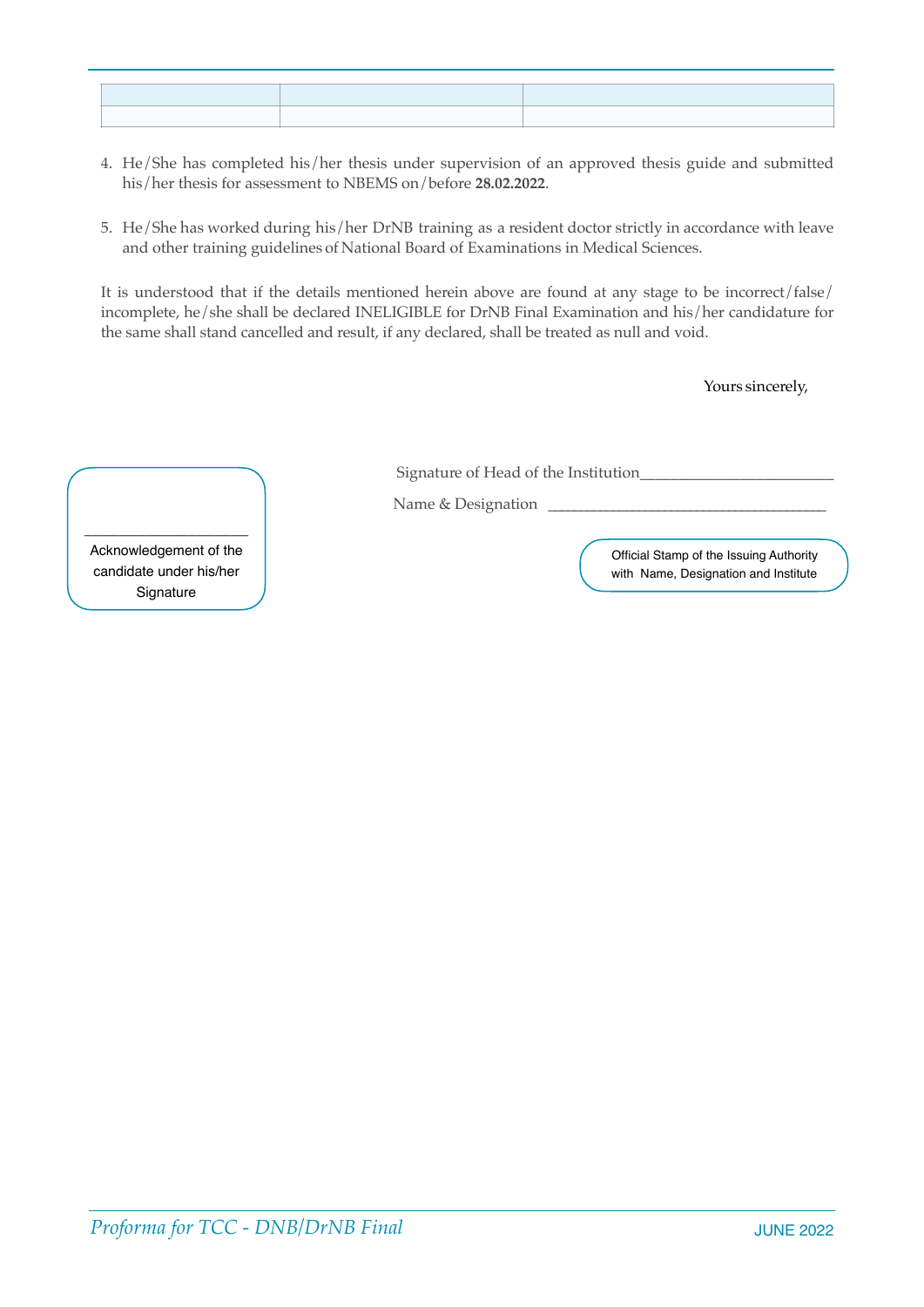| | | |
|---|---|---|
| | | |

4. He/She has completed his/her thesis under supervision of an approved thesis guide and submitted his/her thesis for assessment to NBEMS on/before **28.02.2022**.

5. He/She has worked during his/her DrNB training as a resident doctor strictly in accordance with leave and other training guidelines of National Board of Examinations in Medical Sciences.

It is understood that if the details mentioned herein above are found at any stage to be incorrect/false/incomplete, he/she shall be declared INELIGIBLE for DrNB Final Examination and his/her candidature for the same shall stand cancelled and result, if any declared, shall be treated as null and void.

Yours sincerely,

Signature of Head of the Institution_______________________

Name & Designation ____________________________________

____________________
Acknowledgement of the candidate under his/her Signature

Official Stamp of the Issuing Authority with Name, Designation and Institute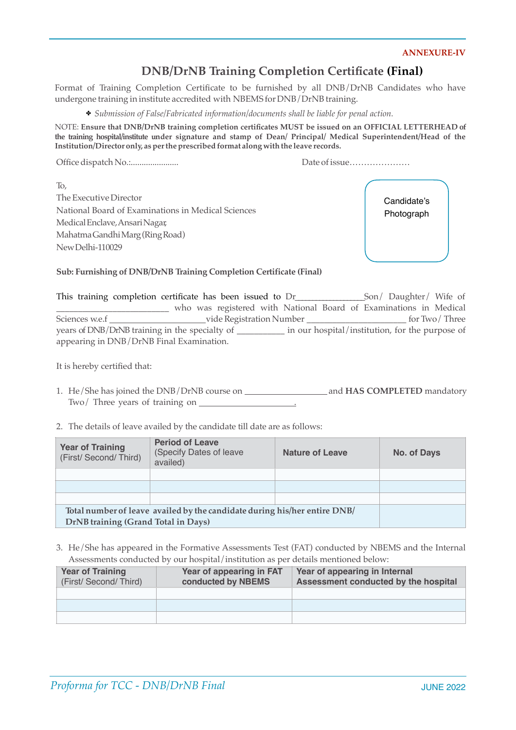**ANNEXURE-IV**

# DNB/DrNB Training Completion Certificate (Final)

Format of Training Completion Certificate to be furnished by all DNB/DrNB Candidates who have undergone training in institute accredited with NBEMS for DNB/DrNB training.

- *Submission of False/Fabricated information/documents shall be liable for penal action.*

NOTE: **Ensure that DNB/DrNB training completion certificates MUST be issued on an OFFICIAL LETTERHEAD of the training hospital/institute under signature and stamp of Dean/ Principal/ Medical Superintendent/Head of the Institution/Director only, as per the prescribed format along with the leave records.**

Office dispatch No.:...................... Date of issue…………………

Candidate's Photograph

To,
The Executive Director
National Board of Examinations in Medical Sciences
Medical Enclave, Ansari Nagar,
Mahatma Gandhi Marg (Ring Road)
New Delhi-110029

**Sub: Furnishing of DNB/DrNB Training Completion Certificate (Final)**

This training completion certificate has been issued to Dr_______________Son/ Daughter/ Wife of _________________________ who was registered with National Board of Examinations in Medical Sciences w.e.f ______________________vide Registration Number ______________________ for Two/ Three years of DNB/DrNB training in the specialty of ___________ in our hospital/institution, for the purpose of appearing in DNB/DrNB Final Examination.

It is hereby certified that:

1. He/She has joined the DNB/DrNB course on __________________ and **HAS COMPLETED** mandatory Two/ Three years of training on ______________________.

2. The details of leave availed by the candidate till date are as follows:

| Year of Training (First/ Second/ Third) | Period of Leave (Specify Dates of leave availed) | Nature of Leave | No. of Days |
|---|---|---|---|
| | | | |
| | | | |
| | | | |
| **Total number of leave availed by the candidate during his/her entire DNB/ DrNB training (Grand Total in Days)** | | | |

3. He/She has appeared in the Formative Assessments Test (FAT) conducted by NBEMS and the Internal Assessments conducted by our hospital/institution as per details mentioned below:

| Year of Training (First/ Second/ Third) | Year of appearing in FAT conducted by NBEMS | Year of appearing in Internal Assessment conducted by the hospital |
|---|---|---|
| | | |
| | | |
| | | |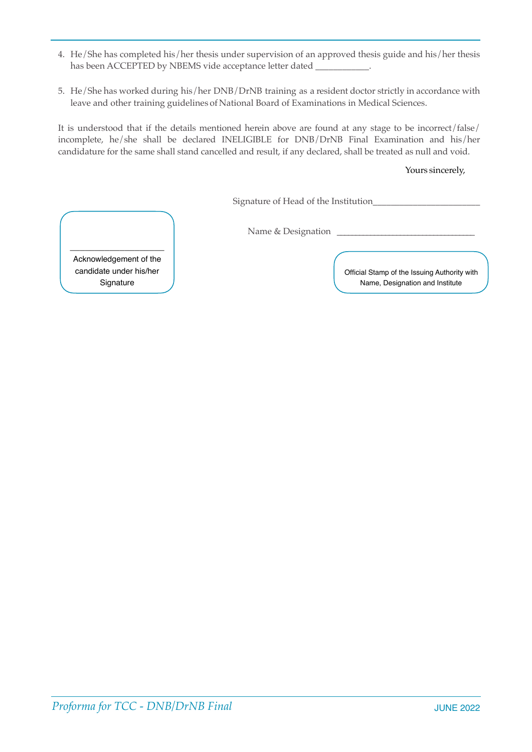4. He/She has completed his/her thesis under supervision of an approved thesis guide and his/her thesis has been ACCEPTED by NBEMS vide acceptance letter dated ___________.

5. He/She has worked during his/her DNB/DrNB training as a resident doctor strictly in accordance with leave and other training guidelines of National Board of Examinations in Medical Sciences.

It is understood that if the details mentioned herein above are found at any stage to be incorrect/false/incomplete, he/she shall be declared INELIGIBLE for DNB/DrNB Final Examination and his/her candidature for the same shall stand cancelled and result, if any declared, shall be treated as null and void.

Yours sincerely,

Signature of Head of the Institution_______________________

Name & Designation _______________________________

_____________________
Acknowledgement of the candidate under his/her Signature

Official Stamp of the Issuing Authority with Name, Designation and Institute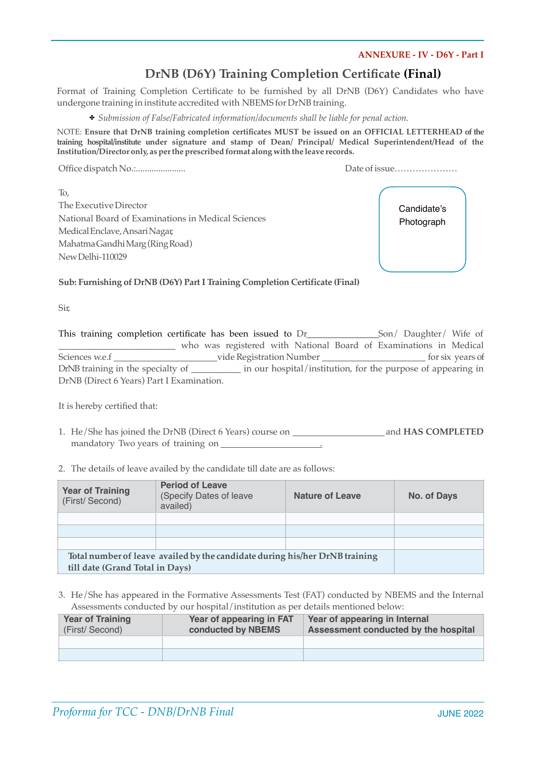**ANNEXURE - IV - D6Y - Part I**

# DrNB (D6Y) Training Completion Certificate **(Final)**

Format of Training Completion Certificate to be furnished by all DrNB (D6Y) Candidates who have undergone training in institute accredited with NBEMS for DrNB training.

✤ *Submission of False/Fabricated information/documents shall be liable for penal action.*

NOTE: **Ensure that DrNB training completion certificates MUST be issued on an OFFICIAL LETTERHEAD of the training hospital/institute under signature and stamp of Dean/ Principal/ Medical Superintendent/Head of the Institution/Director only, as per the prescribed format along with the leave records.**

Office dispatch No.:...................... Date of issue…………………

To,
The Executive Director
National Board of Examinations in Medical Sciences
Medical Enclave, Ansari Nagar,
Mahatma Gandhi Marg (Ring Road)
New Delhi-110029

Candidate's Photograph

**Sub: Furnishing of DrNB (D6Y) Part I Training Completion Certificate (Final)**

Sir,

This training completion certificate has been issued to Dr______________Son/ Daughter/ Wife of ________________________ who was registered with National Board of Examinations in Medical Sciences w.e.f ______________________vide Registration Number ______________________ for six years of DrNB training in the specialty of __________ in our hospital/institution, for the purpose of appearing in DrNB (Direct 6 Years) Part I Examination.

It is hereby certified that:

1. He/She has joined the DrNB (Direct 6 Years) course on ___________________ and **HAS COMPLETED** mandatory Two years of training on _____________________.

2. The details of leave availed by the candidate till date are as follows:

| **Year of Training** (First/ Second) | **Period of Leave** (Specify Dates of leave availed) | **Nature of Leave** | **No. of Days** |
|---|---|---|---|
| | | | |
| | | | |
| | | | |
| **Total number of leave availed by the candidate during his/her DrNB training till date (Grand Total in Days)** | | | |

3. He/She has appeared in the Formative Assessments Test (FAT) conducted by NBEMS and the Internal Assessments conducted by our hospital/institution as per details mentioned below:

| **Year of Training** (First/ Second) | **Year of appearing in FAT conducted by NBEMS** | **Year of appearing in Internal Assessment conducted by the hospital** |
|---|---|---|
| | | |
| | | |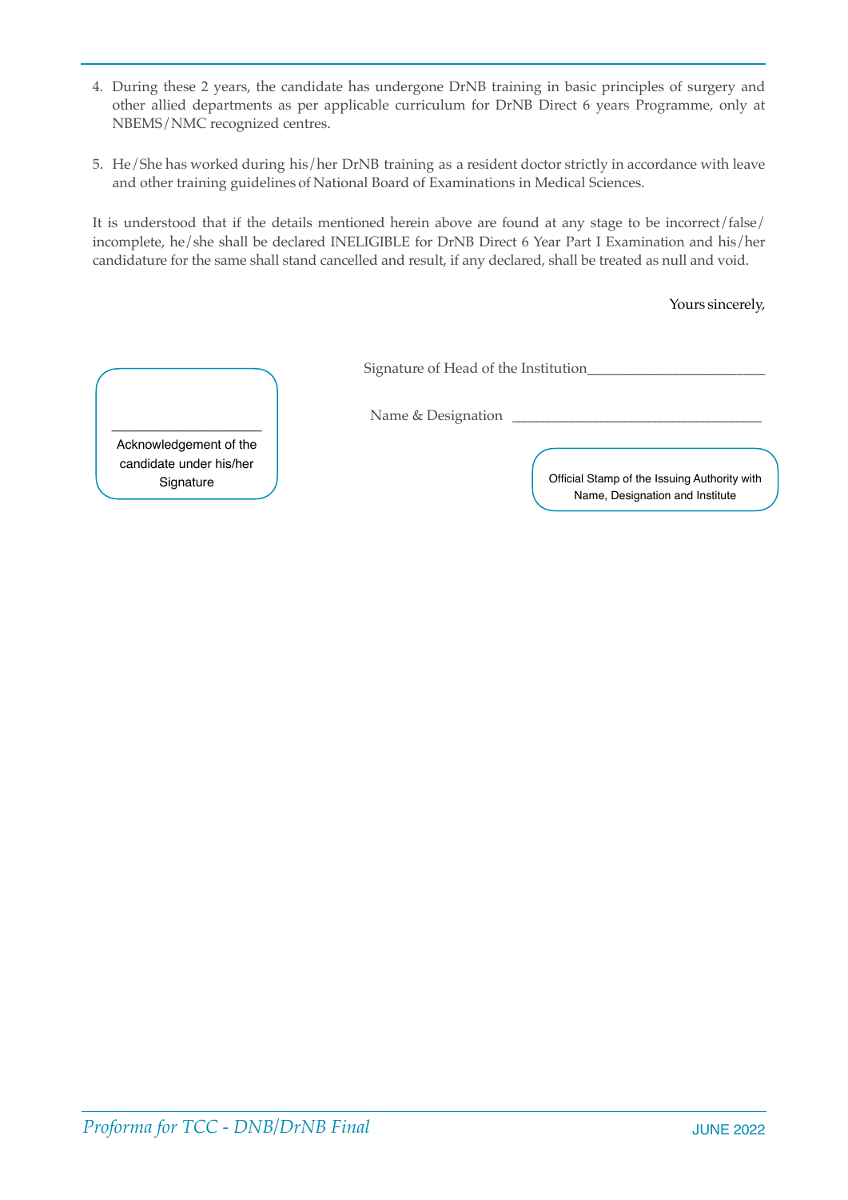4. During these 2 years, the candidate has undergone DrNB training in basic principles of surgery and other allied departments as per applicable curriculum for DrNB Direct 6 years Programme, only at NBEMS/NMC recognized centres.

5. He/She has worked during his/her DrNB training as a resident doctor strictly in accordance with leave and other training guidelines of National Board of Examinations in Medical Sciences.

It is understood that if the details mentioned herein above are found at any stage to be incorrect/false/incomplete, he/she shall be declared INELIGIBLE for DrNB Direct 6 Year Part I Examination and his/her candidature for the same shall stand cancelled and result, if any declared, shall be treated as null and void.

Yours sincerely,

Signature of Head of the Institution________________________

Name & Designation ____________________________________

____________________

Acknowledgement of the candidate under his/her Signature

Official Stamp of the Issuing Authority with Name, Designation and Institute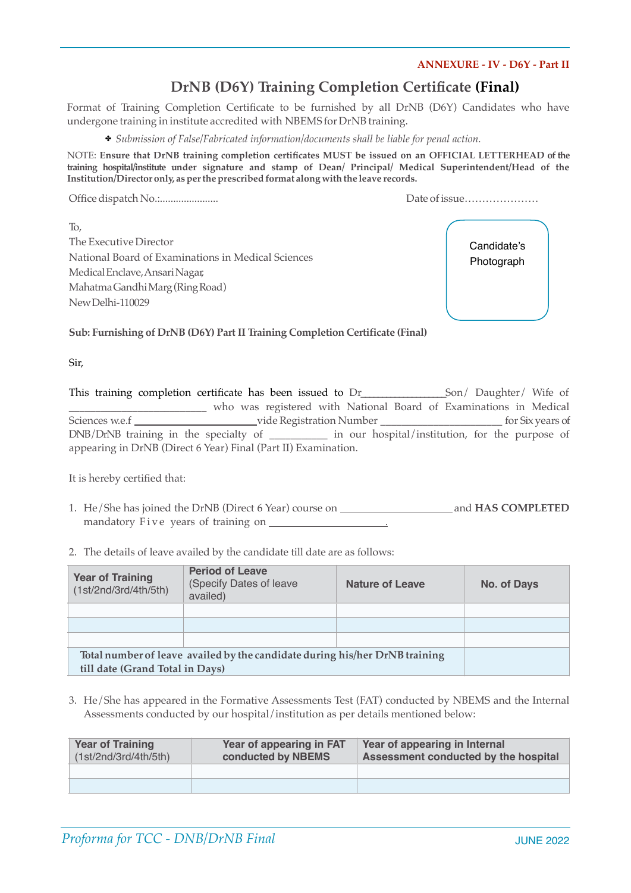**ANNEXURE - IV - D6Y - Part II**

# DrNB (D6Y) Training Completion Certificate **(Final)**

Format of Training Completion Certificate to be furnished by all DrNB (D6Y) Candidates who have undergone training in institute accredited with NBEMS for DrNB training.

- ✤ *Submission of False/Fabricated information/documents shall be liable for penal action.*

NOTE: **Ensure that DrNB training completion certificates MUST be issued on an OFFICIAL LETTERHEAD of the training hospital/institute under signature and stamp of Dean/ Principal/ Medical Superintendent/Head of the Institution/Director only, as per the prescribed format along with the leave records.**

Office dispatch No.:......................                                        Date of issue…………………

To,
The Executive Director
National Board of Examinations in Medical Sciences
Medical Enclave, Ansari Nagar,
Mahatma Gandhi Marg (Ring Road)
New Delhi-110029

Candidate's Photograph

**Sub: Furnishing of DrNB (D6Y) Part II Training Completion Certificate (Final)**

Sir,

This training completion certificate has been issued to Dr_______________Son/ Daughter/ Wife of _________________________ who was registered with National Board of Examinations in Medical Sciences w.e.f _____________________vide Registration Number ______________________ for Six years of DNB/DrNB training in the specialty of __________ in our hospital/institution, for the purpose of appearing in DrNB (Direct 6 Year) Final (Part II) Examination.

It is hereby certified that:

1. He/She has joined the DrNB (Direct 6 Year) course on ____________________ and **HAS COMPLETED** mandatory Five years of training on ____________________.

2. The details of leave availed by the candidate till date are as follows:

| Year of Training (1st/2nd/3rd/4th/5th) | Period of Leave (Specify Dates of leave availed) | Nature of Leave | No. of Days |
|---|---|---|---|
| | | | |
| | | | |
| | | | |
| **Total number of leave availed by the candidate during his/her DrNB training till date (Grand Total in Days)** | | | |

3. He/She has appeared in the Formative Assessments Test (FAT) conducted by NBEMS and the Internal Assessments conducted by our hospital/institution as per details mentioned below:

| Year of Training (1st/2nd/3rd/4th/5th) | Year of appearing in FAT conducted by NBEMS | Year of appearing in Internal Assessment conducted by the hospital |
|---|---|---|
| | | |
| | | |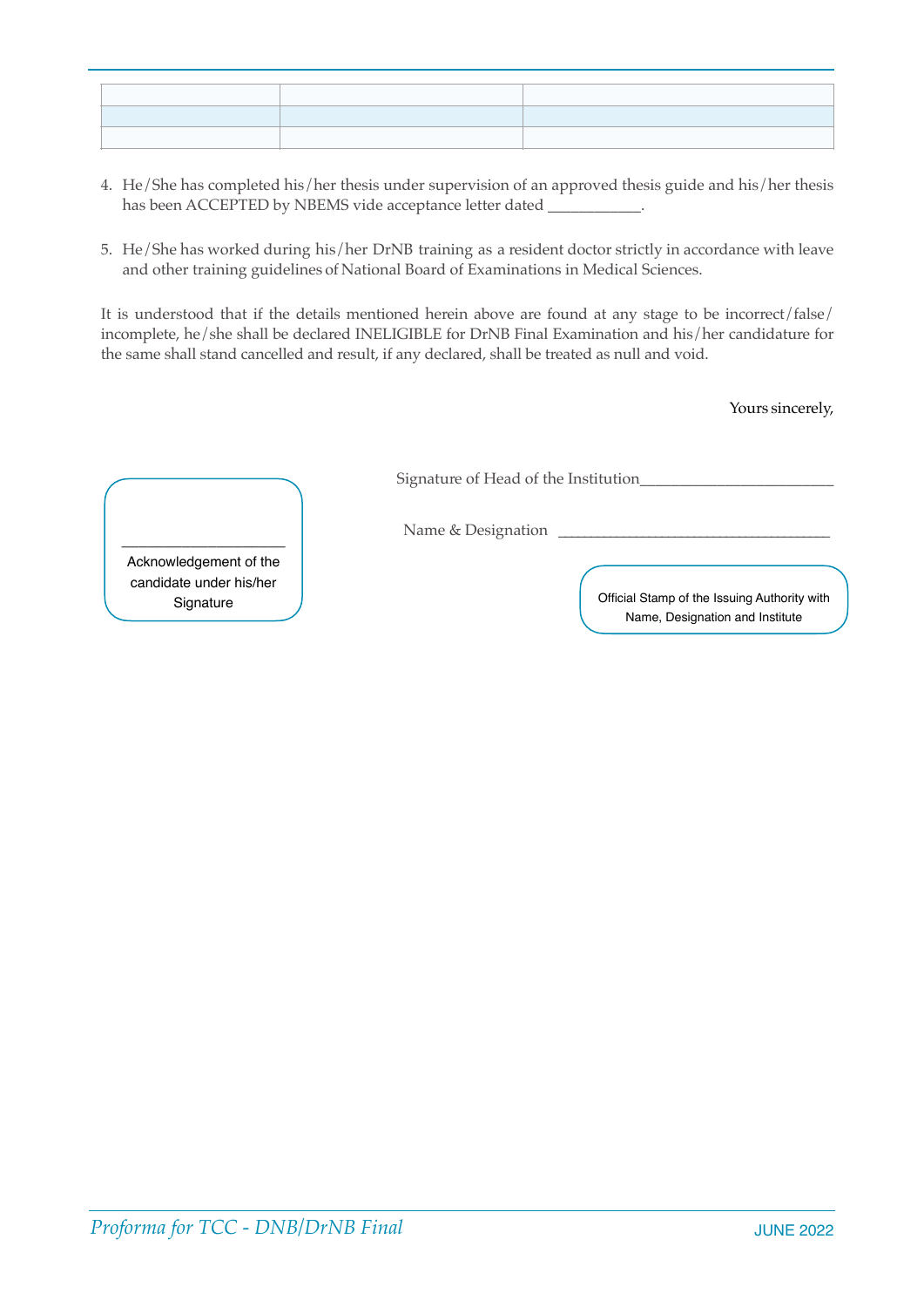| | | |
|---|---|---|
| | | |
| | | |

4. He/She has completed his/her thesis under supervision of an approved thesis guide and his/her thesis has been ACCEPTED by NBEMS vide acceptance letter dated ___________.

5. He/She has worked during his/her DrNB training as a resident doctor strictly in accordance with leave and other training guidelines of National Board of Examinations in Medical Sciences.

It is understood that if the details mentioned herein above are found at any stage to be incorrect/false/incomplete, he/she shall be declared INELIGIBLE for DrNB Final Examination and his/her candidature for the same shall stand cancelled and result, if any declared, shall be treated as null and void.

Yours sincerely,

Signature of Head of the Institution_______________________

Name & Designation _________________________________

____________________

Acknowledgement of the candidate under his/her Signature

Official Stamp of the Issuing Authority with Name, Designation and Institute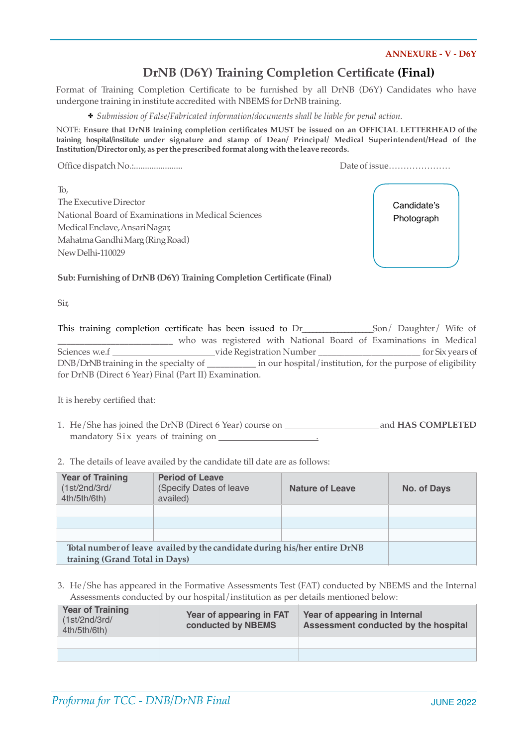**ANNEXURE - V - D6Y**

# DrNB (D6Y) Training Completion Certificate **(Final)**

Format of Training Completion Certificate to be furnished by all DrNB (D6Y) Candidates who have undergone training in institute accredited with NBEMS for DrNB training.

- *Submission of False/Fabricated information/documents shall be liable for penal action.*

NOTE: **Ensure that DrNB training completion certificates MUST be issued on an OFFICIAL LETTERHEAD of the training hospital/institute under signature and stamp of Dean/ Principal/ Medical Superintendent/Head of the Institution/Director only, as per the prescribed format along with the leave records.**

Office dispatch No.:......................                                        Date of issue…………………

Candidate's Photograph

To,
The Executive Director
National Board of Examinations in Medical Sciences
Medical Enclave, Ansari Nagar,
Mahatma Gandhi Marg (Ring Road)
New Delhi-110029

**Sub: Furnishing of DrNB (D6Y) Training Completion Certificate (Final)**

Sir,

This training completion certificate has been issued to Dr_______________Son/ Daughter/ Wife of _________________________ who was registered with National Board of Examinations in Medical Sciences w.e.f ______________________vide Registration Number ______________________ for Six years of DNB/DrNB training in the specialty of __________ in our hospital/institution, for the purpose of eligibility for DrNB (Direct 6 Year) Final (Part II) Examination.

It is hereby certified that:

1. He/She has joined the DrNB (Direct 6 Year) course on ____________________ and **HAS COMPLETED** mandatory Six years of training on ______________________.

2. The details of leave availed by the candidate till date are as follows:

| **Year of Training** (1st/2nd/3rd/ 4th/5th/6th) | **Period of Leave** (Specify Dates of leave availed) | **Nature of Leave** | **No. of Days** |
|---|---|---|---|
| | | | |
| | | | |
| | | | |
| **Total number of leave availed by the candidate during his/her entire DrNB training (Grand Total in Days)** | | | |

3. He/She has appeared in the Formative Assessments Test (FAT) conducted by NBEMS and the Internal Assessments conducted by our hospital/institution as per details mentioned below:

| **Year of Training** (1st/2nd/3rd/ 4th/5th/6th) | **Year of appearing in FAT conducted by NBEMS** | **Year of appearing in Internal Assessment conducted by the hospital** |
|---|---|---|
| | | |
| | | |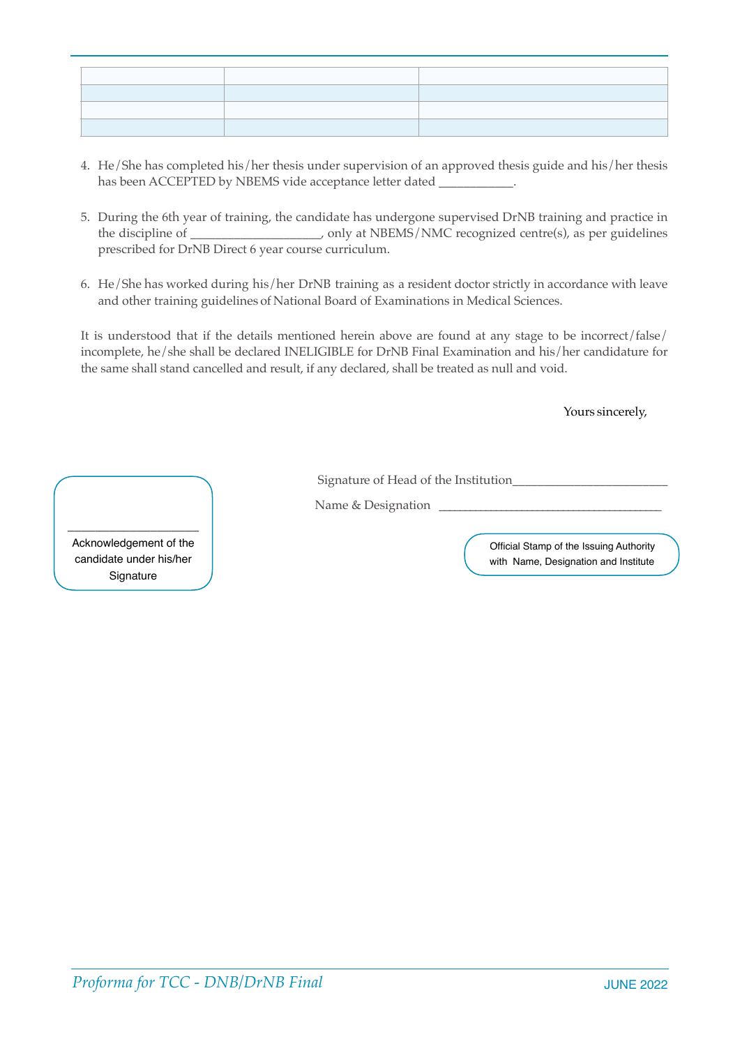| | | |
|---|---|---|
| | | |
| | | |
| | | |
| | | |

4. He/She has completed his/her thesis under supervision of an approved thesis guide and his/her thesis has been ACCEPTED by NBEMS vide acceptance letter dated ___________.

5. During the 6th year of training, the candidate has undergone supervised DrNB training and practice in the discipline of ___________________, only at NBEMS/NMC recognized centre(s), as per guidelines prescribed for DrNB Direct 6 year course curriculum.

6. He/She has worked during his/her DrNB training as a resident doctor strictly in accordance with leave and other training guidelines of National Board of Examinations in Medical Sciences.

It is understood that if the details mentioned herein above are found at any stage to be incorrect/false/incomplete, he/she shall be declared INELIGIBLE for DrNB Final Examination and his/her candidature for the same shall stand cancelled and result, if any declared, shall be treated as null and void.

Yours sincerely,

Signature of Head of the Institution_______________________

Name & Designation ___________________________________

____________________
Acknowledgement of the candidate under his/her Signature

Official Stamp of the Issuing Authority with Name, Designation and Institute